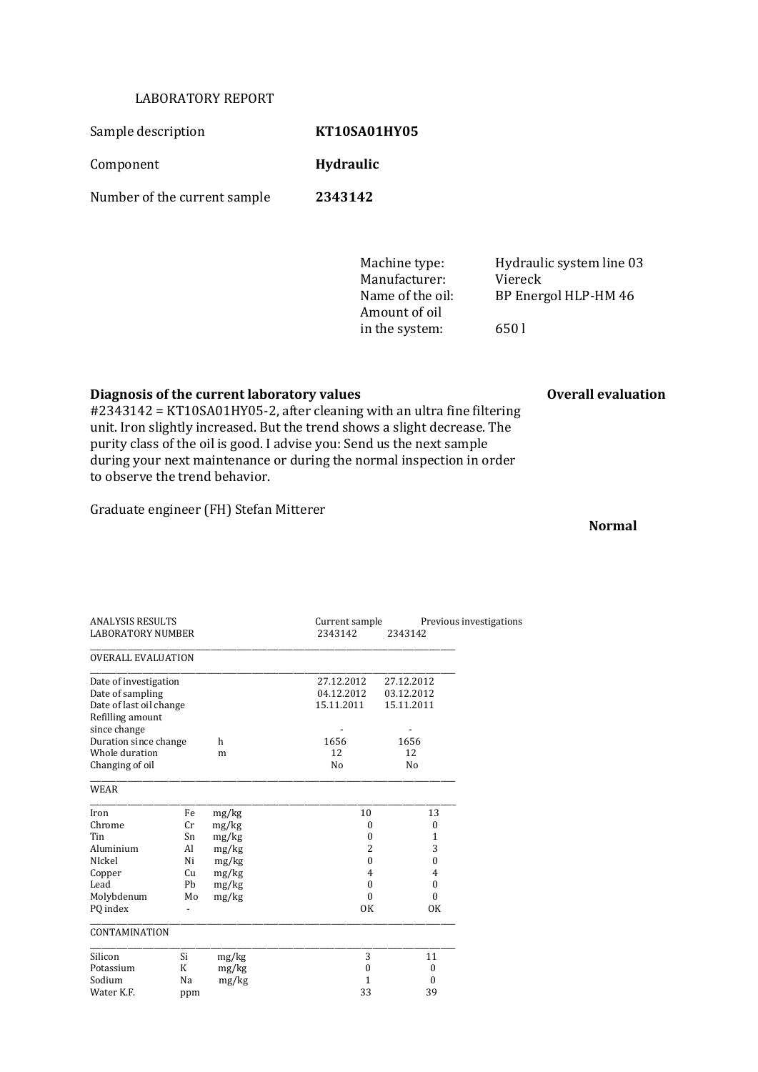LABORATORY REPORT

| | |
|---|---|
| Sample description | **KT10SA01HY05** |
| Component | **Hydraulic** |
| Number of the current sample | **2343142** |

| | |
|---|---|
| Machine type: | Hydraulic system line 03 |
| Manufacturer: | Viereck |
| Name of the oil: | BP Energol HLP-HM 46 |
| Amount of oil in the system: | 650 l |

**Diagnosis of the current laboratory values**

#2343142 = KT10SA01HY05-2, after cleaning with an ultra fine filtering unit. Iron slightly increased. But the trend shows a slight decrease. The purity class of the oil is good. I advise you: Send us the next sample during your next maintenance or during the normal inspection in order to observe the trend behavior.

Graduate engineer (FH) Stefan Mitterer

**Overall evaluation**

**Normal**

| ANALYSIS RESULTS<br>LABORATORY NUMBER | | | Current sample<br>2343142 | Previous investigations<br>2343142 |
|---|---|---|---|---|
| **OVERALL EVALUATION** | | | | |
| Date of investigation | | | 27.12.2012 | 27.12.2012 |
| Date of sampling | | | 04.12.2012 | 03.12.2012 |
| Date of last oil change | | | 15.11.2011 | 15.11.2011 |
| Refilling amount since change | | | - | - |
| Duration since change | | h | 1656 | 1656 |
| Whole duration | | m | 12 | 12 |
| Changing of oil | | | No | No |
| **WEAR** | | | | |
| Iron | Fe | mg/kg | 10 | 13 |
| Chrome | Cr | mg/kg | 0 | 0 |
| Tin | Sn | mg/kg | 0 | 1 |
| Aluminium | Al | mg/kg | 2 | 3 |
| NIckel | Ni | mg/kg | 0 | 0 |
| Copper | Cu | mg/kg | 4 | 4 |
| Lead | Pb | mg/kg | 0 | 0 |
| Molybdenum | Mo | mg/kg | 0 | 0 |
| PQ index | - | | OK | OK |
| **CONTAMINATION** | | | | |
| Silicon | Si | mg/kg | 3 | 11 |
| Potassium | K | mg/kg | 0 | 0 |
| Sodium | Na | mg/kg | 1 | 0 |
| Water K.F. | ppm | | 33 | 39 |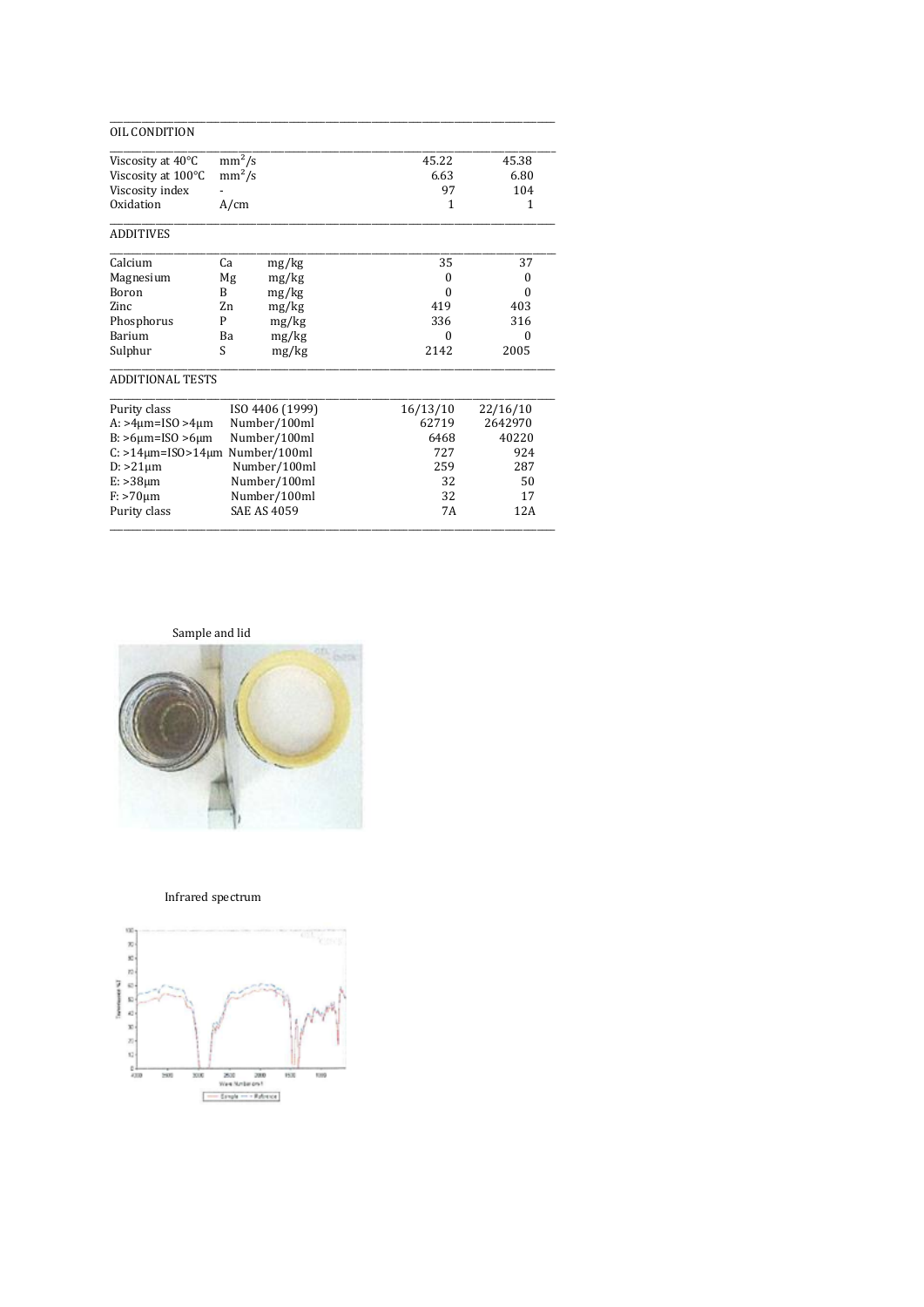## OIL CONDITION

| | | | | |
|---|---|---|---|---|
| Viscosity at 40°C | $mm^2/s$ | | 45.22 | 45.38 |
| Viscosity at 100°C | $mm^2/s$ | | 6.63 | 6.80 |
| Viscosity index | - | | 97 | 104 |
| Oxidation | A/cm | | 1 | 1 |

## ADDITIVES

| | | | | |
|---|---|---|---|---|
| Calcium | Ca | mg/kg | 35 | 37 |
| Magnesium | Mg | mg/kg | 0 | 0 |
| Boron | B | mg/kg | 0 | 0 |
| Zinc | Zn | mg/kg | 419 | 403 |
| Phosphorus | P | mg/kg | 336 | 316 |
| Barium | Ba | mg/kg | 0 | 0 |
| Sulphur | S | mg/kg | 2142 | 2005 |

## ADDITIONAL TESTS

| | | | |
|---|---|---|---|
| Purity class | ISO 4406 (1999) | 16/13/10 | 22/16/10 |
| A: >4μm=ISO >4μm | Number/100ml | 62719 | 2642970 |
| B: >6μm=ISO >6μm | Number/100ml | 6468 | 40220 |
| C: >14μm=ISO>14μm | Number/100ml | 727 | 924 |
| D: >21μm | Number/100ml | 259 | 287 |
| E: >38μm | Number/100ml | 32 | 50 |
| F: >70μm | Number/100ml | 32 | 17 |
| Purity class | SAE AS 4059 | 7A | 12A |

Sample and lid

Infrared spectrum

Sample --- Reference